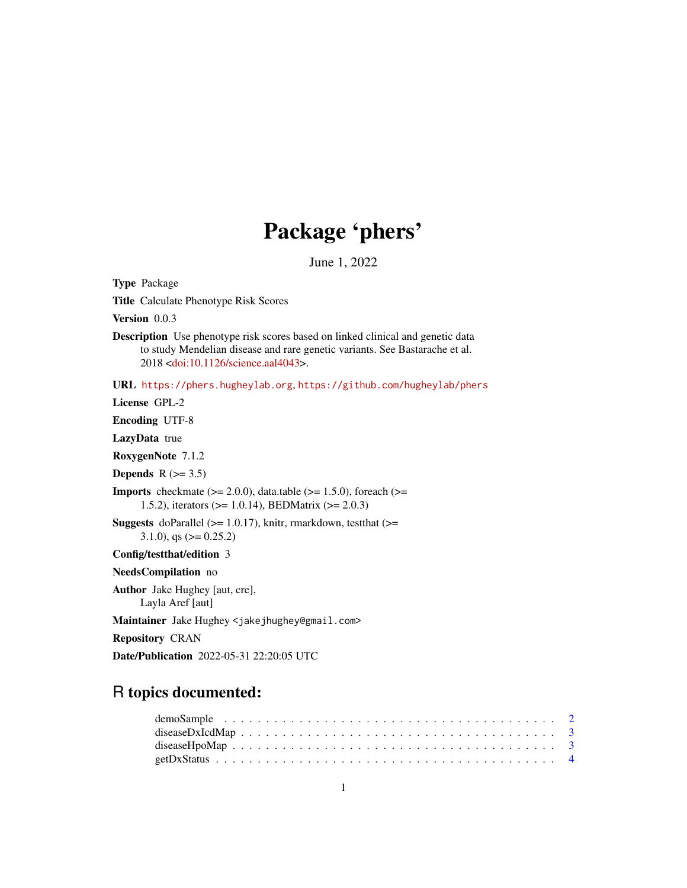# Package 'phers'

June 1, 2022

**Type** Package

**Title** Calculate Phenotype Risk Scores

**Version** 0.0.3

**Description** Use phenotype risk scores based on linked clinical and genetic data to study Mendelian disease and rare genetic variants. See Bastarache et al. 2018 <doi:10.1126/science.aal4043>.

**URL** https://phers.hugheylab.org, https://github.com/hugheylab/phers

**License** GPL-2

**Encoding** UTF-8

**LazyData** true

**RoxygenNote** 7.1.2

**Depends** R (>= 3.5)

**Imports** checkmate (>= 2.0.0), data.table (>= 1.5.0), foreach (>= 1.5.2), iterators (>= 1.0.14), BEDMatrix (>= 2.0.3)

**Suggests** doParallel (>= 1.0.17), knitr, rmarkdown, testthat (>= 3.1.0), qs (>= 0.25.2)

**Config/testthat/edition** 3

**NeedsCompilation** no

**Author** Jake Hughey [aut, cre], Layla Aref [aut]

**Maintainer** Jake Hughey <jakejhughey@gmail.com>

**Repository** CRAN

**Date/Publication** 2022-05-31 22:20:05 UTC

## R topics documented:

demoSample . . . . . . . . . . . . . . . . . . . . . . . . . . . . . . . . . . . . . . 2
diseaseDxIcdMap . . . . . . . . . . . . . . . . . . . . . . . . . . . . . . . . . . . 3
diseaseHpoMap . . . . . . . . . . . . . . . . . . . . . . . . . . . . . . . . . . . . 3
getDxStatus . . . . . . . . . . . . . . . . . . . . . . . . . . . . . . . . . . . . . . 4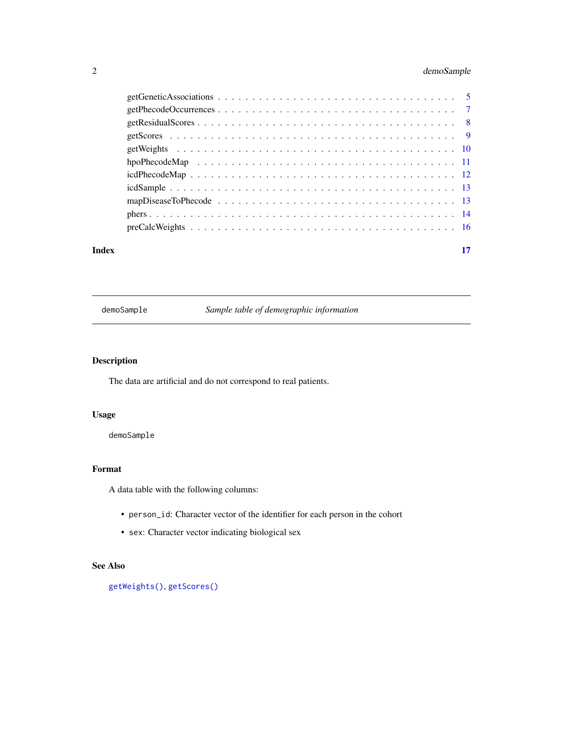getGeneticAssociations . . . . . . . . . . . . . . . . . . . . . . . . . . . . . . . . . 5
getPhecodeOccurrences . . . . . . . . . . . . . . . . . . . . . . . . . . . . . . . . . 7
getResidualScores . . . . . . . . . . . . . . . . . . . . . . . . . . . . . . . . . . . 8
getScores . . . . . . . . . . . . . . . . . . . . . . . . . . . . . . . . . . . . . . . 9
getWeights . . . . . . . . . . . . . . . . . . . . . . . . . . . . . . . . . . . . . . 10
hpoPhecodeMap . . . . . . . . . . . . . . . . . . . . . . . . . . . . . . . . . . . . 11
icdPhecodeMap . . . . . . . . . . . . . . . . . . . . . . . . . . . . . . . . . . . . 12
icdSample . . . . . . . . . . . . . . . . . . . . . . . . . . . . . . . . . . . . . . . 13
mapDiseaseToPhecode . . . . . . . . . . . . . . . . . . . . . . . . . . . . . . . . . 13
phers . . . . . . . . . . . . . . . . . . . . . . . . . . . . . . . . . . . . . . . . . 14
preCalcWeights . . . . . . . . . . . . . . . . . . . . . . . . . . . . . . . . . . . . 16

**Index** **17**

---

`demoSample` *Sample table of demographic information*

---

## Description

The data are artificial and do not correspond to real patients.

## Usage

```
demoSample
```

## Format

A data table with the following columns:

- `person_id`: Character vector of the identifier for each person in the cohort
- `sex`: Character vector indicating biological sex

## See Also

`getWeights()`, `getScores()`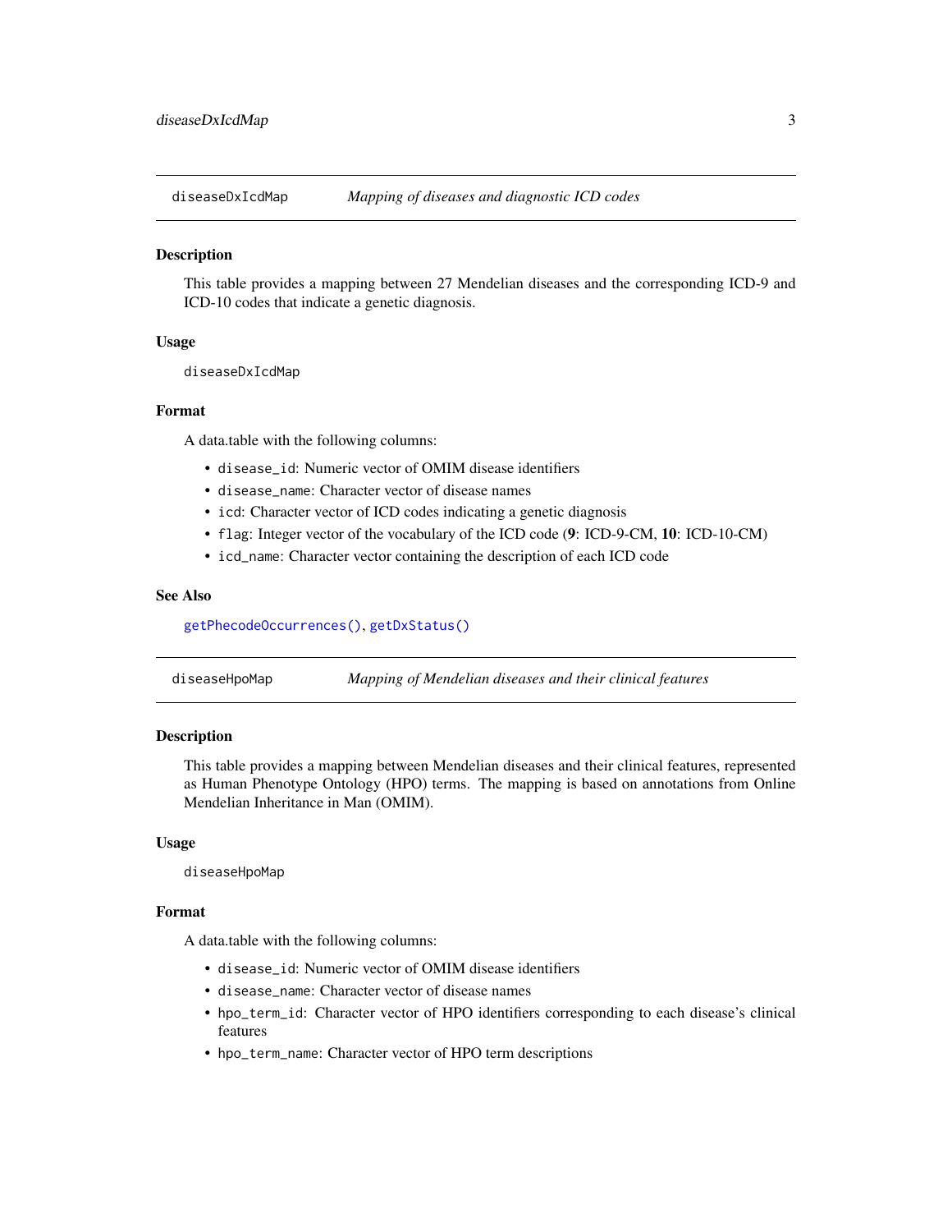## diseaseDxIcdMap — *Mapping of diseases and diagnostic ICD codes*

### Description

This table provides a mapping between 27 Mendelian diseases and the corresponding ICD-9 and ICD-10 codes that indicate a genetic diagnosis.

### Usage

```
diseaseDxIcdMap
```

### Format

A data.table with the following columns:

- `disease_id`: Numeric vector of OMIM disease identifiers
- `disease_name`: Character vector of disease names
- `icd`: Character vector of ICD codes indicating a genetic diagnosis
- `flag`: Integer vector of the vocabulary of the ICD code (**9**: ICD-9-CM, **10**: ICD-10-CM)
- `icd_name`: Character vector containing the description of each ICD code

### See Also

`getPhecodeOccurrences()`, `getDxStatus()`

## diseaseHpoMap — *Mapping of Mendelian diseases and their clinical features*

### Description

This table provides a mapping between Mendelian diseases and their clinical features, represented as Human Phenotype Ontology (HPO) terms. The mapping is based on annotations from Online Mendelian Inheritance in Man (OMIM).

### Usage

```
diseaseHpoMap
```

### Format

A data.table with the following columns:

- `disease_id`: Numeric vector of OMIM disease identifiers
- `disease_name`: Character vector of disease names
- `hpo_term_id`: Character vector of HPO identifiers corresponding to each disease's clinical features
- `hpo_term_name`: Character vector of HPO term descriptions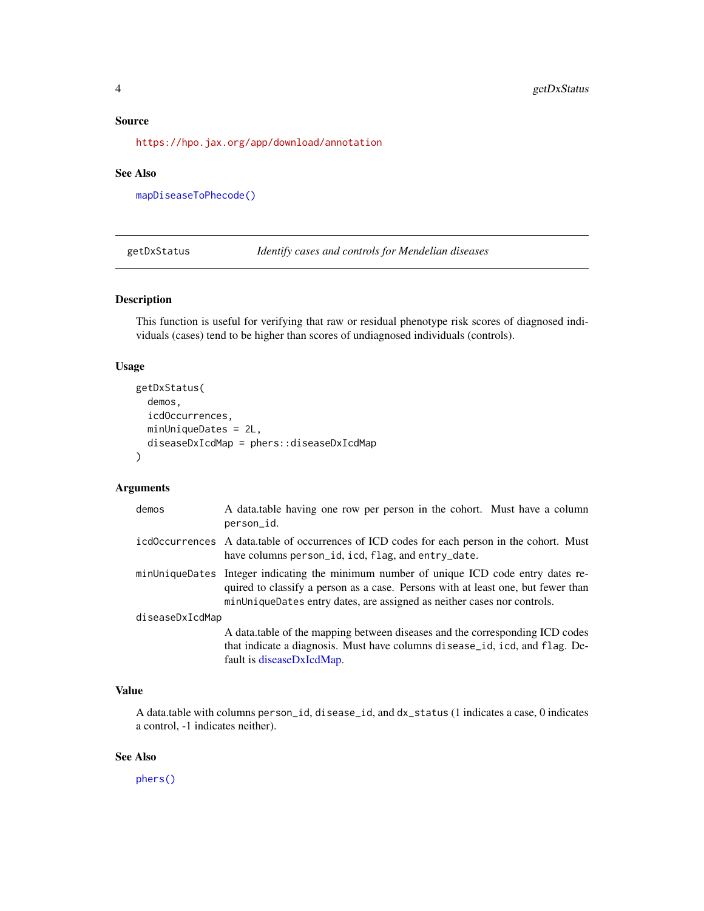### Source

https://hpo.jax.org/app/download/annotation

### See Also

mapDiseaseToPhecode()

---

## getDxStatus *Identify cases and controls for Mendelian diseases*

### Description

This function is useful for verifying that raw or residual phenotype risk scores of diagnosed individuals (cases) tend to be higher than scores of undiagnosed individuals (controls).

### Usage

```
getDxStatus(
  demos,
  icdOccurrences,
  minUniqueDates = 2L,
  diseaseDxIcdMap = phers::diseaseDxIcdMap
)
```

### Arguments

| | |
|---|---|
| `demos` | A data.table having one row per person in the cohort. Must have a column `person_id`. |
| `icdOccurrences` | A data.table of occurrences of ICD codes for each person in the cohort. Must have columns `person_id`, `icd`, `flag`, and `entry_date`. |
| `minUniqueDates` | Integer indicating the minimum number of unique ICD code entry dates required to classify a person as a case. Persons with at least one, but fewer than `minUniqueDates` entry dates, are assigned as neither cases nor controls. |
| `diseaseDxIcdMap` | A data.table of the mapping between diseases and the corresponding ICD codes that indicate a diagnosis. Must have columns `disease_id`, `icd`, and `flag`. Default is diseaseDxIcdMap. |

### Value

A data.table with columns `person_id`, `disease_id`, and `dx_status` (1 indicates a case, 0 indicates a control, -1 indicates neither).

### See Also

phers()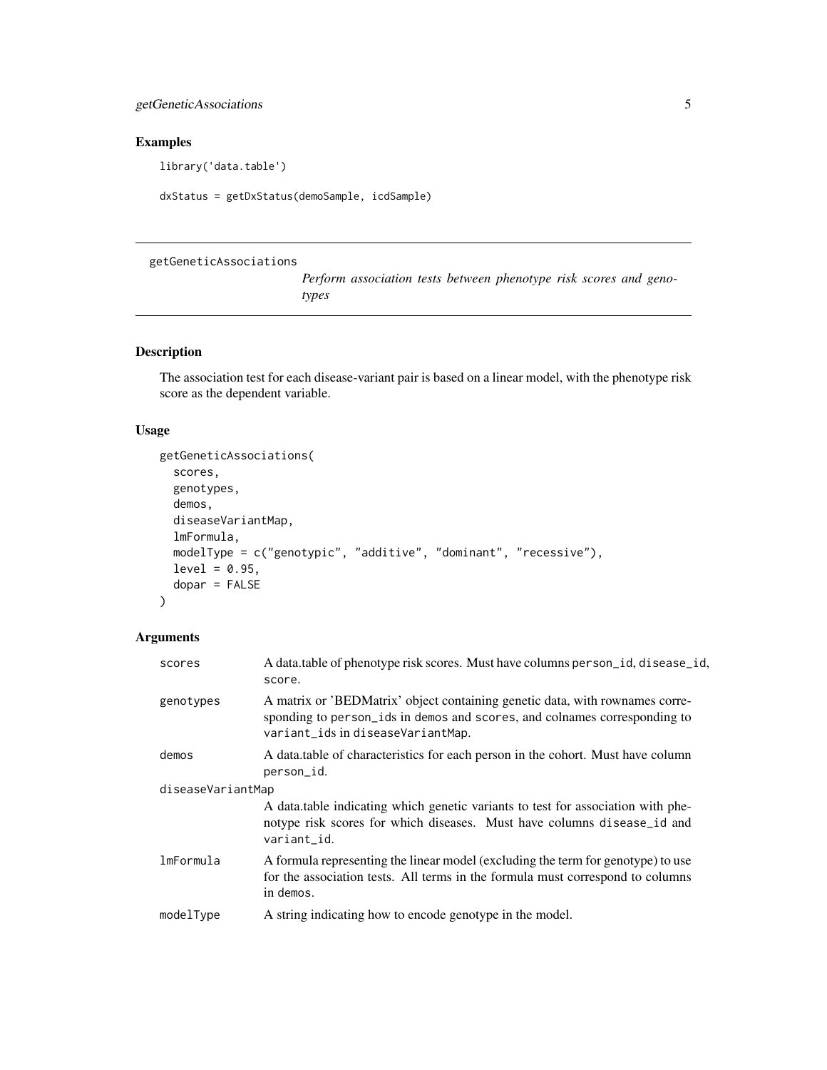## Examples

```
library('data.table')

dxStatus = getDxStatus(demoSample, icdSample)
```

---

# getGeneticAssociations

*Perform association tests between phenotype risk scores and genotypes*

---

## Description

The association test for each disease-variant pair is based on a linear model, with the phenotype risk score as the dependent variable.

## Usage

```
getGeneticAssociations(
  scores,
  genotypes,
  demos,
  diseaseVariantMap,
  lmFormula,
  modelType = c("genotypic", "additive", "dominant", "recessive"),
  level = 0.95,
  dopar = FALSE
)
```

## Arguments

| | |
|---|---|
| `scores` | A data.table of phenotype risk scores. Must have columns `person_id`, `disease_id`, `score`. |
| `genotypes` | A matrix or 'BEDMatrix' object containing genetic data, with rownames corresponding to `person_id`s in `demos` and `scores`, and colnames corresponding to `variant_id`s in `diseaseVariantMap`. |
| `demos` | A data.table of characteristics for each person in the cohort. Must have column `person_id`. |
| `diseaseVariantMap` | A data.table indicating which genetic variants to test for association with phenotype risk scores for which diseases. Must have columns `disease_id` and `variant_id`. |
| `lmFormula` | A formula representing the linear model (excluding the term for genotype) to use for the association tests. All terms in the formula must correspond to columns in `demos`. |
| `modelType` | A string indicating how to encode genotype in the model. |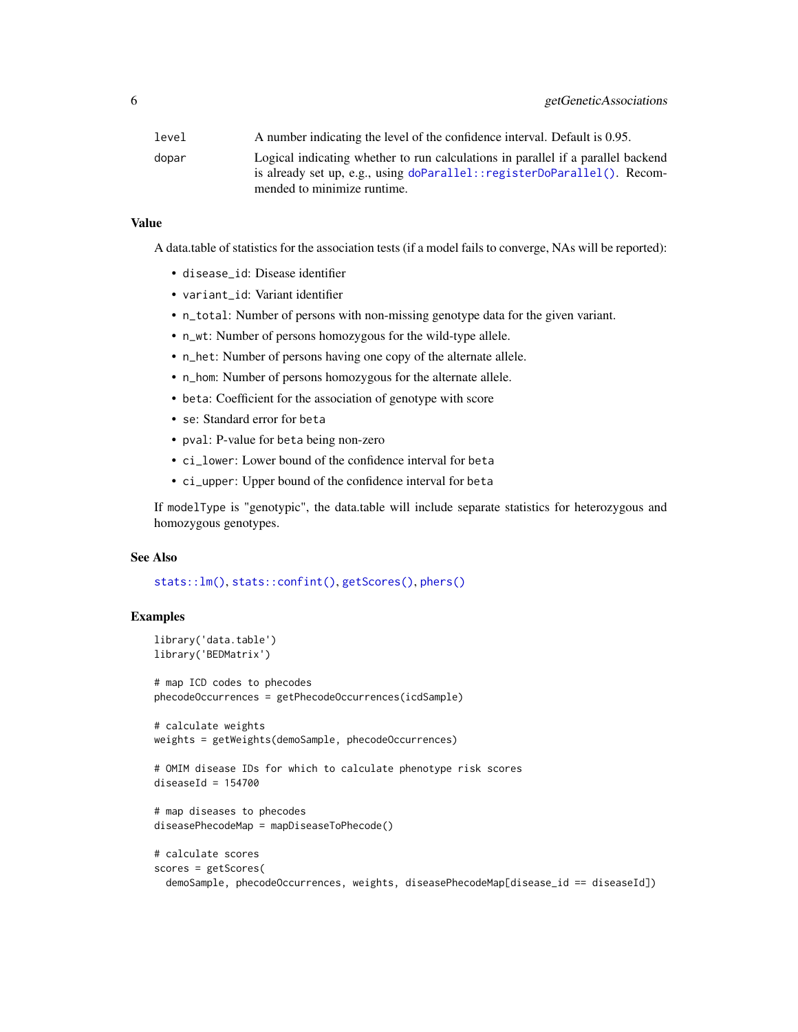| | |
|---|---|
| `level` | A number indicating the level of the confidence interval. Default is 0.95. |
| `dopar` | Logical indicating whether to run calculations in parallel if a parallel backend is already set up, e.g., using `doParallel::registerDoParallel()`. Recommended to minimize runtime. |

## Value

A data.table of statistics for the association tests (if a model fails to converge, NAs will be reported):

- `disease_id`: Disease identifier
- `variant_id`: Variant identifier
- `n_total`: Number of persons with non-missing genotype data for the given variant.
- `n_wt`: Number of persons homozygous for the wild-type allele.
- `n_het`: Number of persons having one copy of the alternate allele.
- `n_hom`: Number of persons homozygous for the alternate allele.
- `beta`: Coefficient for the association of genotype with score
- `se`: Standard error for `beta`
- `pval`: P-value for `beta` being non-zero
- `ci_lower`: Lower bound of the confidence interval for `beta`
- `ci_upper`: Upper bound of the confidence interval for `beta`

If `modelType` is "genotypic", the data.table will include separate statistics for heterozygous and homozygous genotypes.

## See Also

`stats::lm()`, `stats::confint()`, `getScores()`, `phers()`

## Examples

```
library('data.table')
library('BEDMatrix')

# map ICD codes to phecodes
phecodeOccurrences = getPhecodeOccurrences(icdSample)

# calculate weights
weights = getWeights(demoSample, phecodeOccurrences)

# OMIM disease IDs for which to calculate phenotype risk scores
diseaseId = 154700

# map diseases to phecodes
diseasePhecodeMap = mapDiseaseToPhecode()

# calculate scores
scores = getScores(
  demoSample, phecodeOccurrences, weights, diseasePhecodeMap[disease_id == diseaseId])
```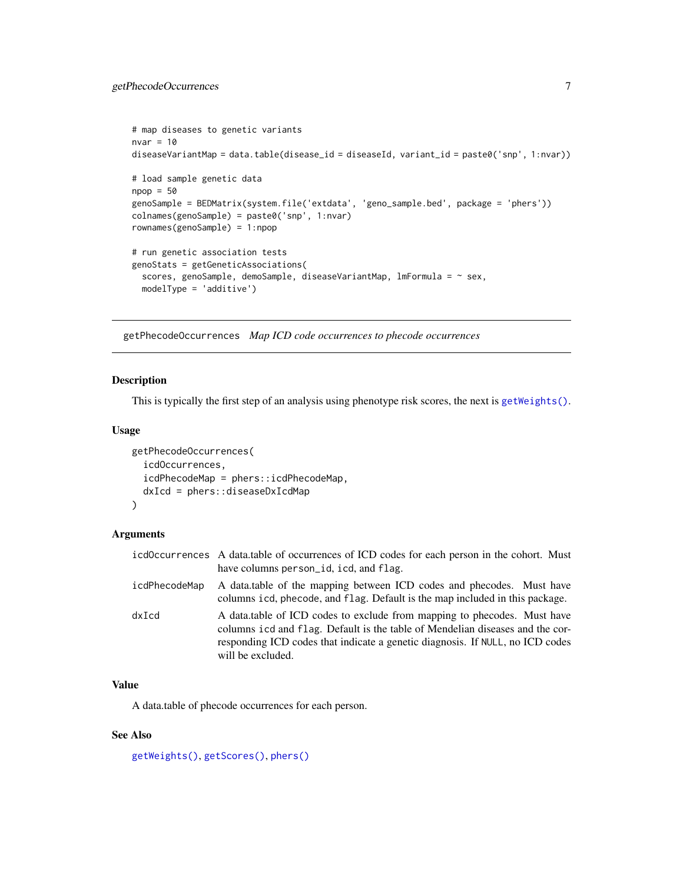```
# map diseases to genetic variants
nvar = 10
diseaseVariantMap = data.table(disease_id = diseaseId, variant_id = paste0('snp', 1:nvar))

# load sample genetic data
npop = 50
genoSample = BEDMatrix(system.file('extdata', 'geno_sample.bed', package = 'phers'))
colnames(genoSample) = paste0('snp', 1:nvar)
rownames(genoSample) = 1:npop

# run genetic association tests
genoStats = getGeneticAssociations(
  scores, genoSample, demoSample, diseaseVariantMap, lmFormula = ~ sex,
  modelType = 'additive')
```

## getPhecodeOccurrences *Map ICD code occurrences to phecode occurrences*

### Description

This is typically the first step of an analysis using phenotype risk scores, the next is `getWeights()`.

### Usage

```
getPhecodeOccurrences(
  icdOccurrences,
  icdPhecodeMap = phers::icdPhecodeMap,
  dxIcd = phers::diseaseDxIcdMap
)
```

### Arguments

| | |
|---|---|
| icdOccurrences | A data.table of occurrences of ICD codes for each person in the cohort. Must have columns `person_id`, `icd`, and `flag`. |
| icdPhecodeMap | A data.table of the mapping between ICD codes and phecodes. Must have columns `icd`, `phecode`, and `flag`. Default is the map included in this package. |
| dxIcd | A data.table of ICD codes to exclude from mapping to phecodes. Must have columns `icd` and `flag`. Default is the table of Mendelian diseases and the corresponding ICD codes that indicate a genetic diagnosis. If `NULL`, no ICD codes will be excluded. |

### Value

A data.table of phecode occurrences for each person.

### See Also

`getWeights()`, `getScores()`, `phers()`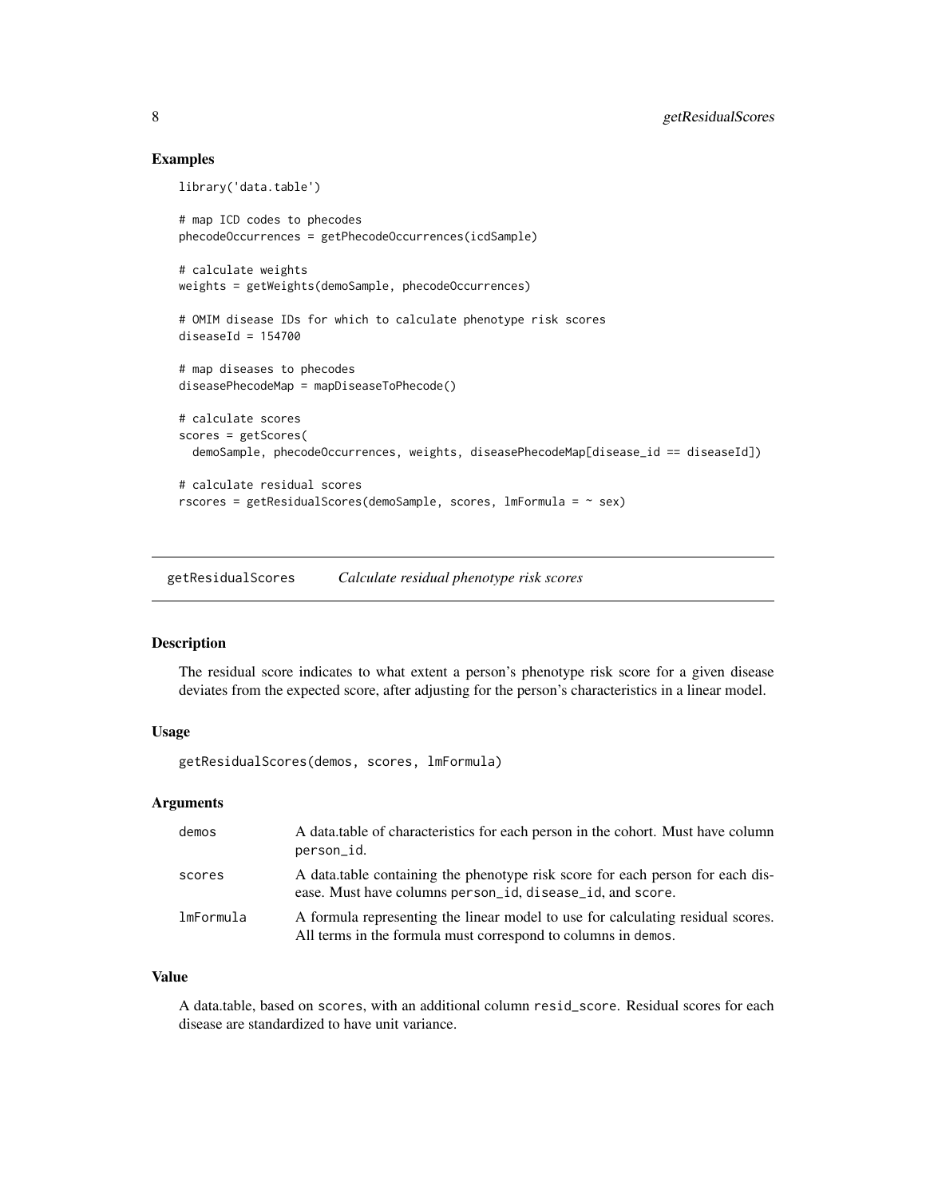## Examples

```
library('data.table')

# map ICD codes to phecodes
phecodeOccurrences = getPhecodeOccurrences(icdSample)

# calculate weights
weights = getWeights(demoSample, phecodeOccurrences)

# OMIM disease IDs for which to calculate phenotype risk scores
diseaseId = 154700

# map diseases to phecodes
diseasePhecodeMap = mapDiseaseToPhecode()

# calculate scores
scores = getScores(
  demoSample, phecodeOccurrences, weights, diseasePhecodeMap[disease_id == diseaseId])

# calculate residual scores
rscores = getResidualScores(demoSample, scores, lmFormula = ~ sex)
```

---

# getResidualScores *Calculate residual phenotype risk scores*

---

## Description

The residual score indicates to what extent a person's phenotype risk score for a given disease deviates from the expected score, after adjusting for the person's characteristics in a linear model.

## Usage

```
getResidualScores(demos, scores, lmFormula)
```

## Arguments

| | |
|---|---|
| demos | A data.table of characteristics for each person in the cohort. Must have column person_id. |
| scores | A data.table containing the phenotype risk score for each person for each disease. Must have columns person_id, disease_id, and score. |
| lmFormula | A formula representing the linear model to use for calculating residual scores. All terms in the formula must correspond to columns in demos. |

## Value

A data.table, based on scores, with an additional column resid_score. Residual scores for each disease are standardized to have unit variance.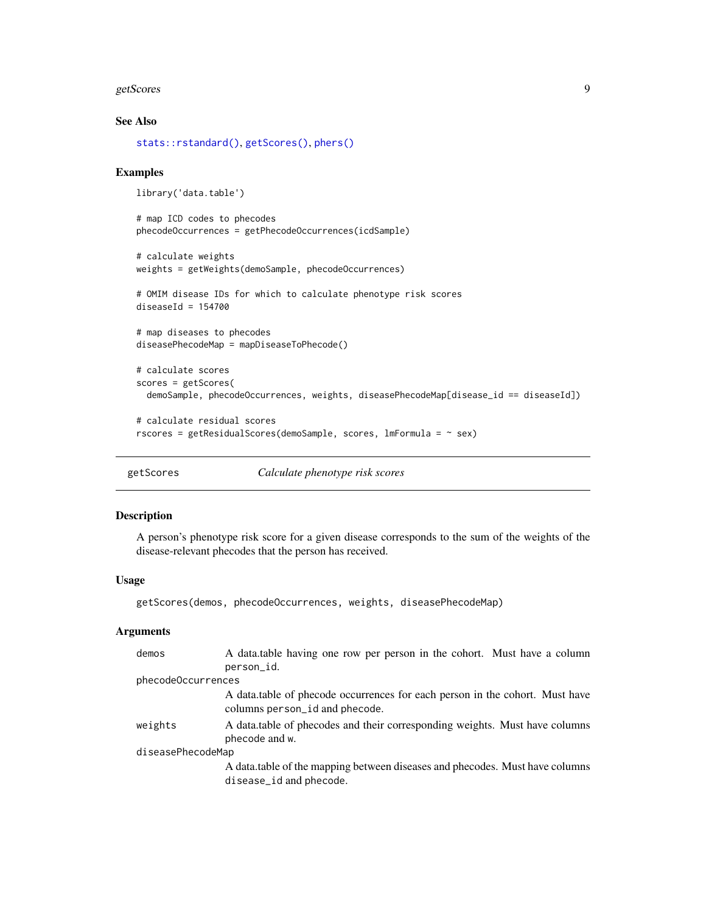## See Also

`stats::rstandard()`, `getScores()`, `phers()`

## Examples

```
library('data.table')

# map ICD codes to phecodes
phecodeOccurrences = getPhecodeOccurrences(icdSample)

# calculate weights
weights = getWeights(demoSample, phecodeOccurrences)

# OMIM disease IDs for which to calculate phenotype risk scores
diseaseId = 154700

# map diseases to phecodes
diseasePhecodeMap = mapDiseaseToPhecode()

# calculate scores
scores = getScores(
  demoSample, phecodeOccurrences, weights, diseasePhecodeMap[disease_id == diseaseId])

# calculate residual scores
rscores = getResidualScores(demoSample, scores, lmFormula = ~ sex)
```

---

# getScores — *Calculate phenotype risk scores*

---

## Description

A person's phenotype risk score for a given disease corresponds to the sum of the weights of the disease-relevant phecodes that the person has received.

## Usage

```
getScores(demos, phecodeOccurrences, weights, diseasePhecodeMap)
```

## Arguments

| | |
|---|---|
| `demos` | A data.table having one row per person in the cohort. Must have a column `person_id`. |
| `phecodeOccurrences` | A data.table of phecode occurrences for each person in the cohort. Must have columns `person_id` and `phecode`. |
| `weights` | A data.table of phecodes and their corresponding weights. Must have columns `phecode` and `w`. |
| `diseasePhecodeMap` | A data.table of the mapping between diseases and phecodes. Must have columns `disease_id` and `phecode`. |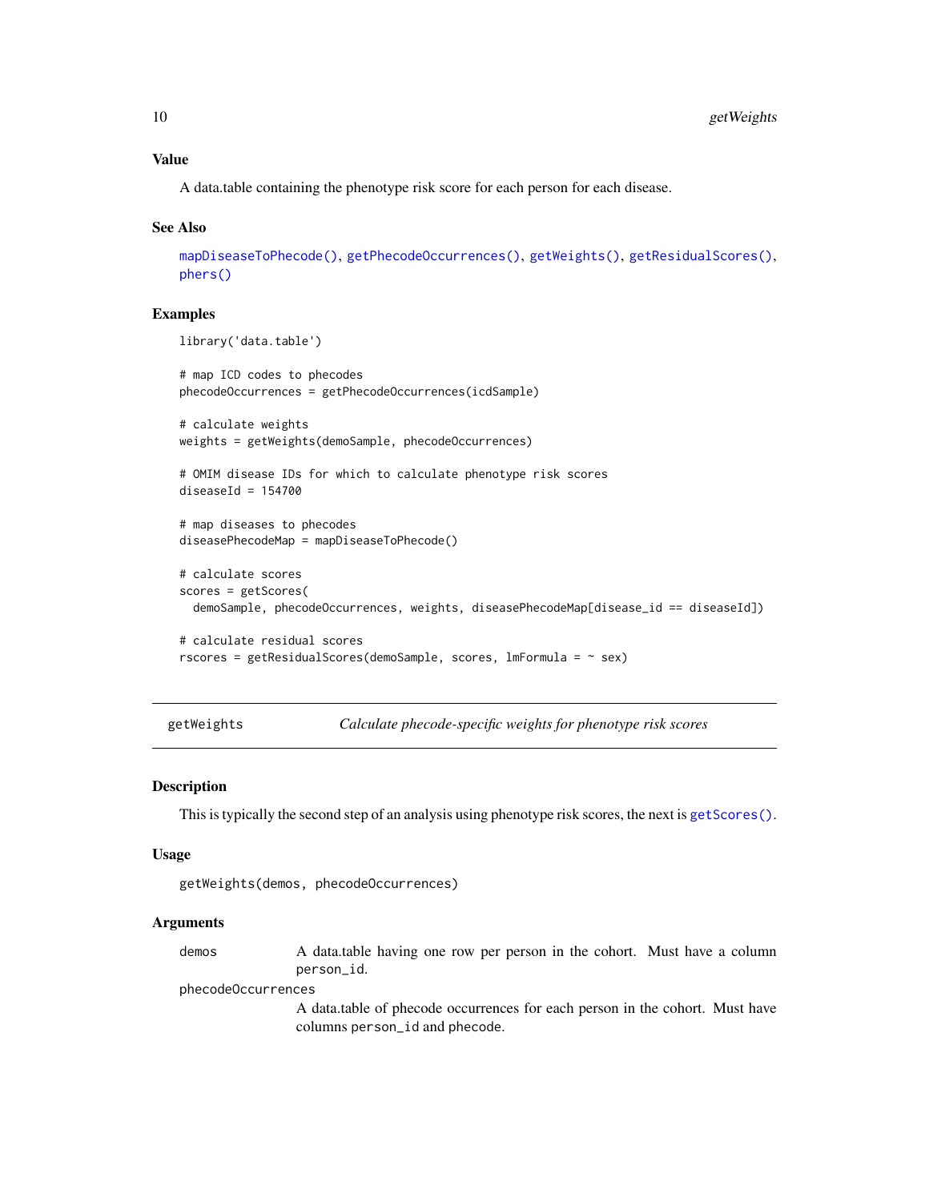### Value

A data.table containing the phenotype risk score for each person for each disease.

### See Also

mapDiseaseToPhecode(), getPhecodeOccurrences(), getWeights(), getResidualScores(), phers()

### Examples

```
library('data.table')

# map ICD codes to phecodes
phecodeOccurrences = getPhecodeOccurrences(icdSample)

# calculate weights
weights = getWeights(demoSample, phecodeOccurrences)

# OMIM disease IDs for which to calculate phenotype risk scores
diseaseId = 154700

# map diseases to phecodes
diseasePhecodeMap = mapDiseaseToPhecode()

# calculate scores
scores = getScores(
  demoSample, phecodeOccurrences, weights, diseasePhecodeMap[disease_id == diseaseId])

# calculate residual scores
rscores = getResidualScores(demoSample, scores, lmFormula = ~ sex)
```

---

## getWeights    *Calculate phecode-specific weights for phenotype risk scores*

### Description

This is typically the second step of an analysis using phenotype risk scores, the next is getScores().

### Usage

```
getWeights(demos, phecodeOccurrences)
```

### Arguments

| | |
|---|---|
| demos | A data.table having one row per person in the cohort. Must have a column person_id. |
| phecodeOccurrences | A data.table of phecode occurrences for each person in the cohort. Must have columns person_id and phecode. |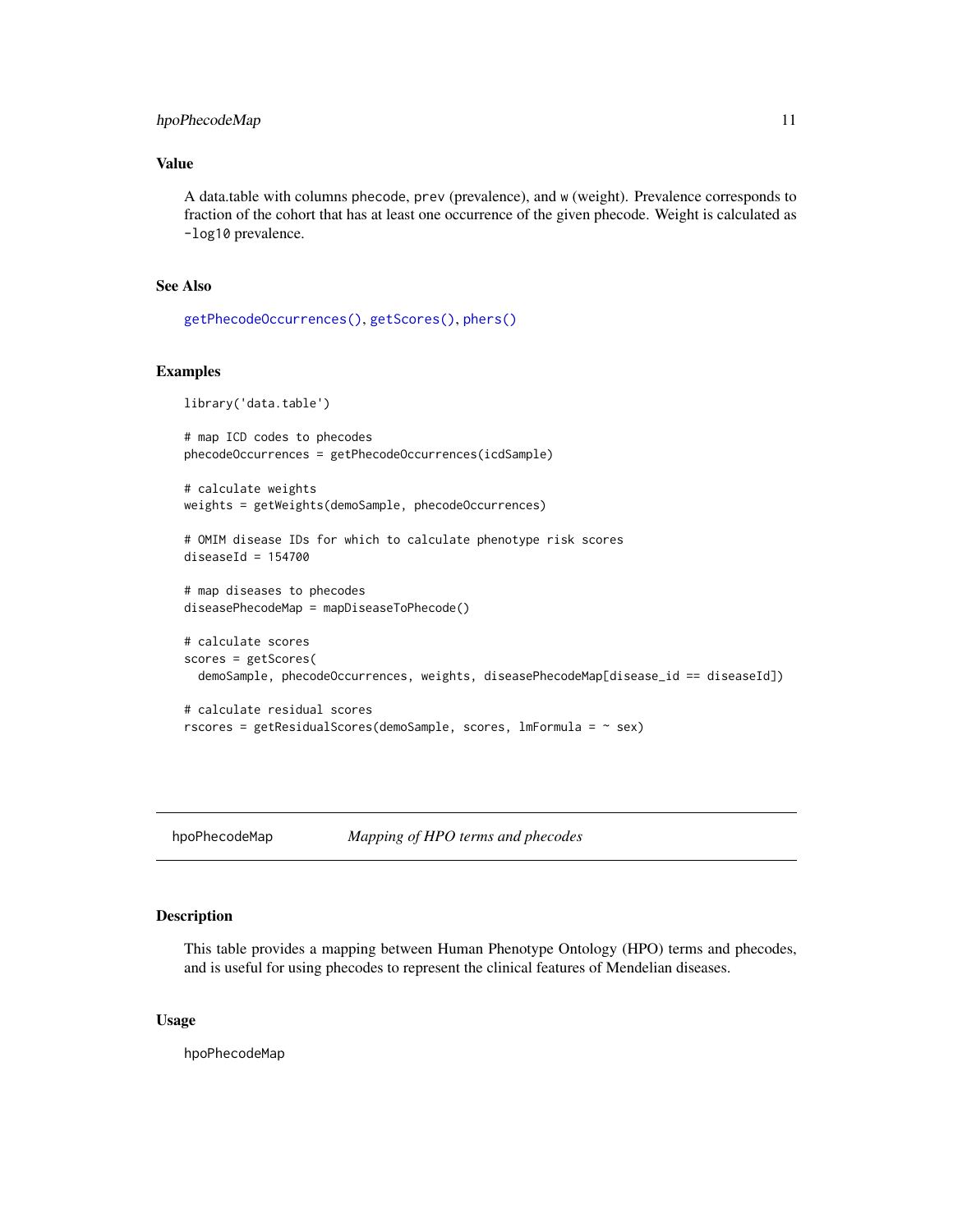### Value

A data.table with columns phecode, prev (prevalence), and w (weight). Prevalence corresponds to fraction of the cohort that has at least one occurrence of the given phecode. Weight is calculated as -log10 prevalence.

### See Also

getPhecodeOccurrences(), getScores(), phers()

### Examples

```
library('data.table')

# map ICD codes to phecodes
phecodeOccurrences = getPhecodeOccurrences(icdSample)

# calculate weights
weights = getWeights(demoSample, phecodeOccurrences)

# OMIM disease IDs for which to calculate phenotype risk scores
diseaseId = 154700

# map diseases to phecodes
diseasePhecodeMap = mapDiseaseToPhecode()

# calculate scores
scores = getScores(
  demoSample, phecodeOccurrences, weights, diseasePhecodeMap[disease_id == diseaseId])

# calculate residual scores
rscores = getResidualScores(demoSample, scores, lmFormula = ~ sex)
```

## hpoPhecodeMap *Mapping of HPO terms and phecodes*

### Description

This table provides a mapping between Human Phenotype Ontology (HPO) terms and phecodes, and is useful for using phecodes to represent the clinical features of Mendelian diseases.

### Usage

```
hpoPhecodeMap
```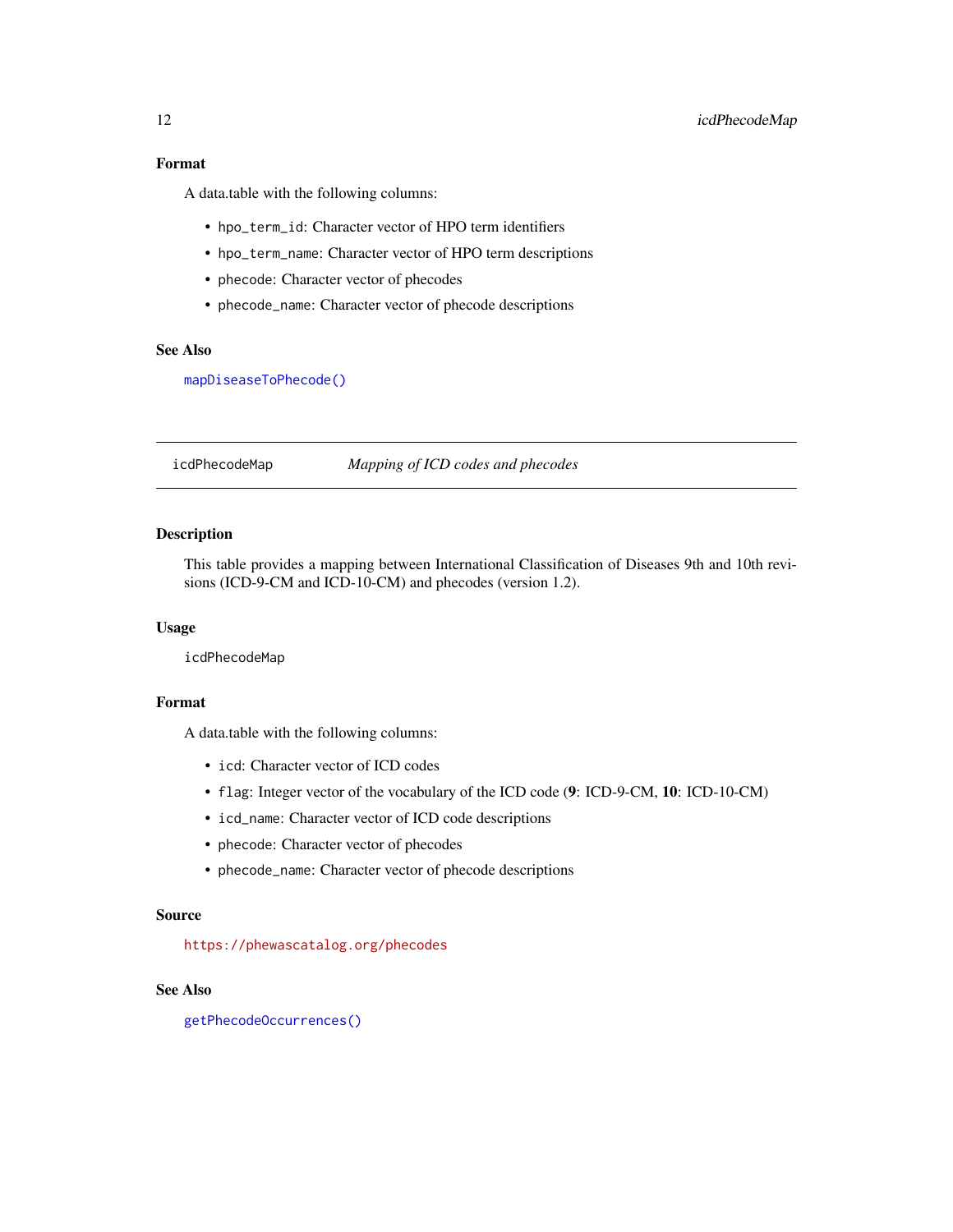### Format

A data.table with the following columns:

- `hpo_term_id`: Character vector of HPO term identifiers
- `hpo_term_name`: Character vector of HPO term descriptions
- `phecode`: Character vector of phecodes
- `phecode_name`: Character vector of phecode descriptions

### See Also

`mapDiseaseToPhecode()`

---

## icdPhecodeMap — *Mapping of ICD codes and phecodes*

### Description

This table provides a mapping between International Classification of Diseases 9th and 10th revisions (ICD-9-CM and ICD-10-CM) and phecodes (version 1.2).

### Usage

```
icdPhecodeMap
```

### Format

A data.table with the following columns:

- `icd`: Character vector of ICD codes
- `flag`: Integer vector of the vocabulary of the ICD code (**9**: ICD-9-CM, **10**: ICD-10-CM)
- `icd_name`: Character vector of ICD code descriptions
- `phecode`: Character vector of phecodes
- `phecode_name`: Character vector of phecode descriptions

### Source

https://phewascatalog.org/phecodes

### See Also

`getPhecodeOccurrences()`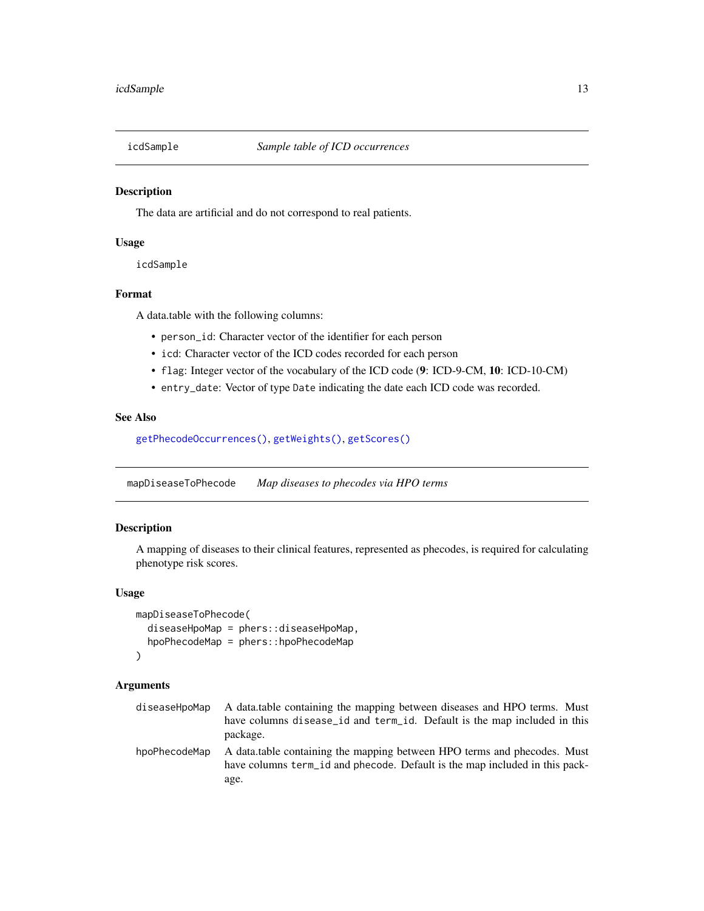## icdSample — *Sample table of ICD occurrences*

### Description

The data are artificial and do not correspond to real patients.

### Usage

```
icdSample
```

### Format

A data.table with the following columns:

- `person_id`: Character vector of the identifier for each person
- `icd`: Character vector of the ICD codes recorded for each person
- `flag`: Integer vector of the vocabulary of the ICD code (**9**: ICD-9-CM, **10**: ICD-10-CM)
- `entry_date`: Vector of type `Date` indicating the date each ICD code was recorded.

### See Also

`getPhecodeOccurrences()`, `getWeights()`, `getScores()`

## mapDiseaseToPhecode — *Map diseases to phecodes via HPO terms*

### Description

A mapping of diseases to their clinical features, represented as phecodes, is required for calculating phenotype risk scores.

### Usage

```
mapDiseaseToPhecode(
  diseaseHpoMap = phers::diseaseHpoMap,
  hpoPhecodeMap = phers::hpoPhecodeMap
)
```

### Arguments

| | |
|---|---|
| `diseaseHpoMap` | A data.table containing the mapping between diseases and HPO terms. Must have columns `disease_id` and `term_id`. Default is the map included in this package. |
| `hpoPhecodeMap` | A data.table containing the mapping between HPO terms and phecodes. Must have columns `term_id` and `phecode`. Default is the map included in this package. |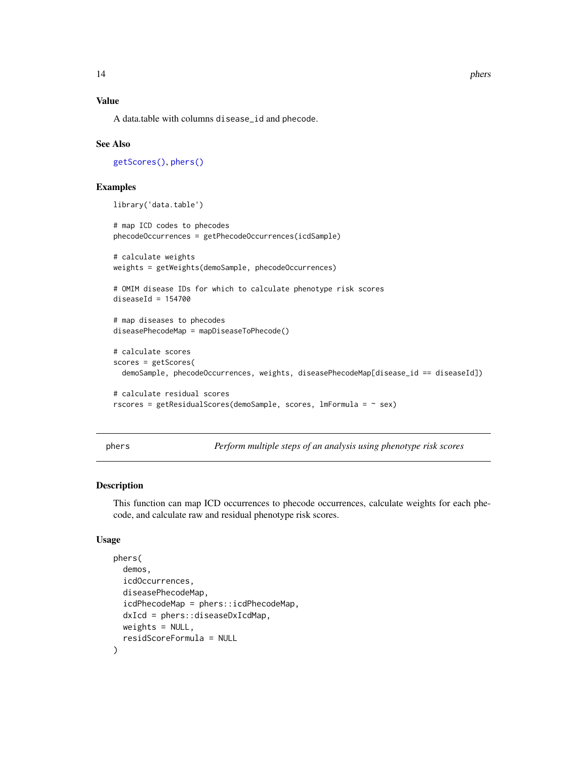### Value

A data.table with columns disease_id and phecode.

### See Also

getScores(), phers()

### Examples

```
library('data.table')

# map ICD codes to phecodes
phecodeOccurrences = getPhecodeOccurrences(icdSample)

# calculate weights
weights = getWeights(demoSample, phecodeOccurrences)

# OMIM disease IDs for which to calculate phenotype risk scores
diseaseId = 154700

# map diseases to phecodes
diseasePhecodeMap = mapDiseaseToPhecode()

# calculate scores
scores = getScores(
  demoSample, phecodeOccurrences, weights, diseasePhecodeMap[disease_id == diseaseId])

# calculate residual scores
rscores = getResidualScores(demoSample, scores, lmFormula = ~ sex)
```

---

## phers — *Perform multiple steps of an analysis using phenotype risk scores*

---

### Description

This function can map ICD occurrences to phecode occurrences, calculate weights for each phecode, and calculate raw and residual phenotype risk scores.

### Usage

```
phers(
  demos,
  icdOccurrences,
  diseasePhecodeMap,
  icdPhecodeMap = phers::icdPhecodeMap,
  dxIcd = phers::diseaseDxIcdMap,
  weights = NULL,
  residScoreFormula = NULL
)
```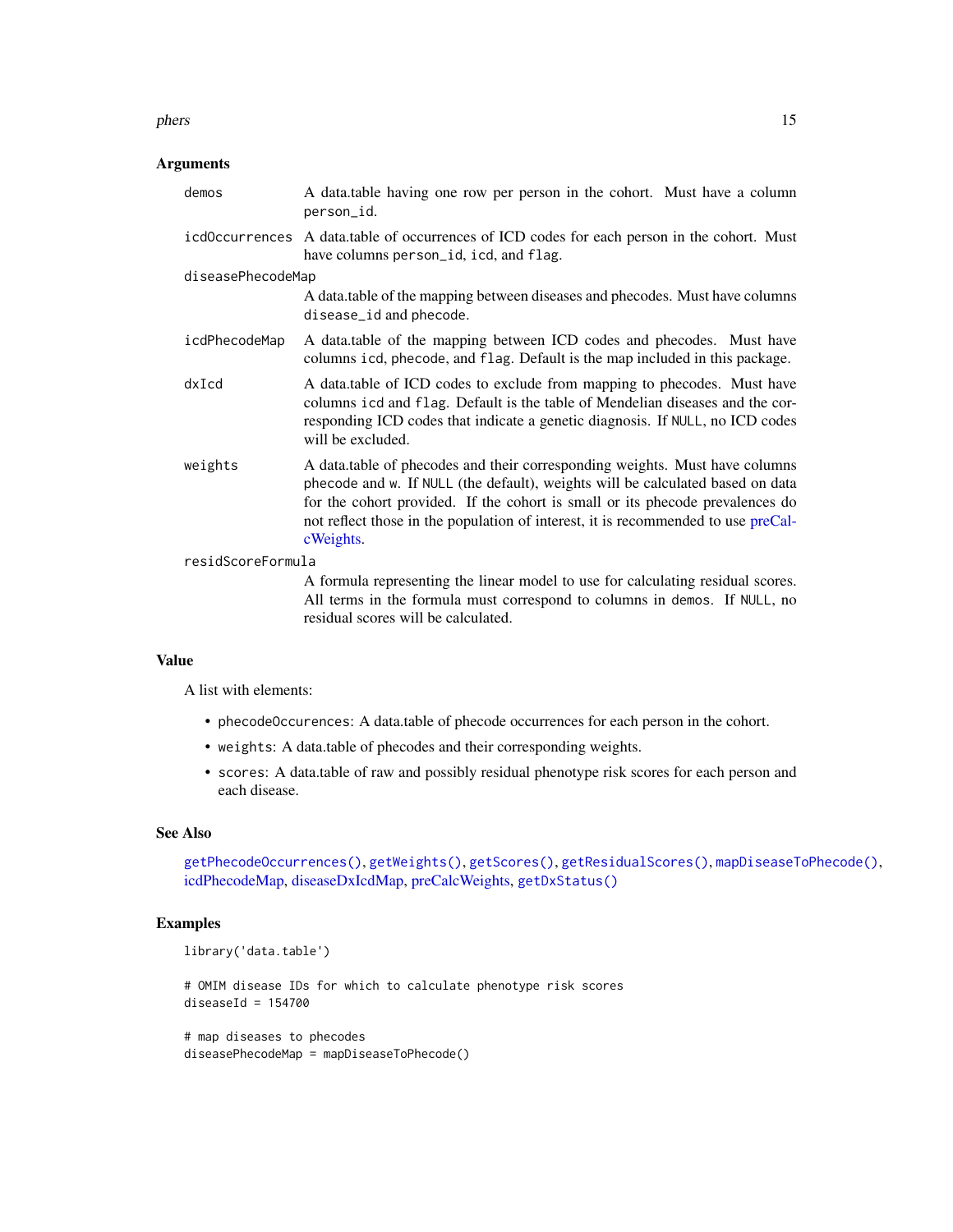### Arguments

| | |
|---|---|
| demos | A data.table having one row per person in the cohort. Must have a column `person_id`. |
| icdOccurrences | A data.table of occurrences of ICD codes for each person in the cohort. Must have columns `person_id`, `icd`, and `flag`. |
| diseasePhecodeMap | A data.table of the mapping between diseases and phecodes. Must have columns `disease_id` and `phecode`. |
| icdPhecodeMap | A data.table of the mapping between ICD codes and phecodes. Must have columns `icd`, `phecode`, and `flag`. Default is the map included in this package. |
| dxIcd | A data.table of ICD codes to exclude from mapping to phecodes. Must have columns `icd` and `flag`. Default is the table of Mendelian diseases and the corresponding ICD codes that indicate a genetic diagnosis. If `NULL`, no ICD codes will be excluded. |
| weights | A data.table of phecodes and their corresponding weights. Must have columns `phecode` and `w`. If `NULL` (the default), weights will be calculated based on data for the cohort provided. If the cohort is small or its phecode prevalences do not reflect those in the population of interest, it is recommended to use preCalcWeights. |
| residScoreFormula | A formula representing the linear model to use for calculating residual scores. All terms in the formula must correspond to columns in `demos`. If `NULL`, no residual scores will be calculated. |

### Value

A list with elements:

- `phecodeOccurences`: A data.table of phecode occurrences for each person in the cohort.
- `weights`: A data.table of phecodes and their corresponding weights.
- `scores`: A data.table of raw and possibly residual phenotype risk scores for each person and each disease.

### See Also

`getPhecodeOccurrences()`, `getWeights()`, `getScores()`, `getResidualScores()`, `mapDiseaseToPhecode()`, icdPhecodeMap, diseaseDxIcdMap, preCalcWeights, `getDxStatus()`

### Examples

```
library('data.table')

# OMIM disease IDs for which to calculate phenotype risk scores
diseaseId = 154700

# map diseases to phecodes
diseasePhecodeMap = mapDiseaseToPhecode()
```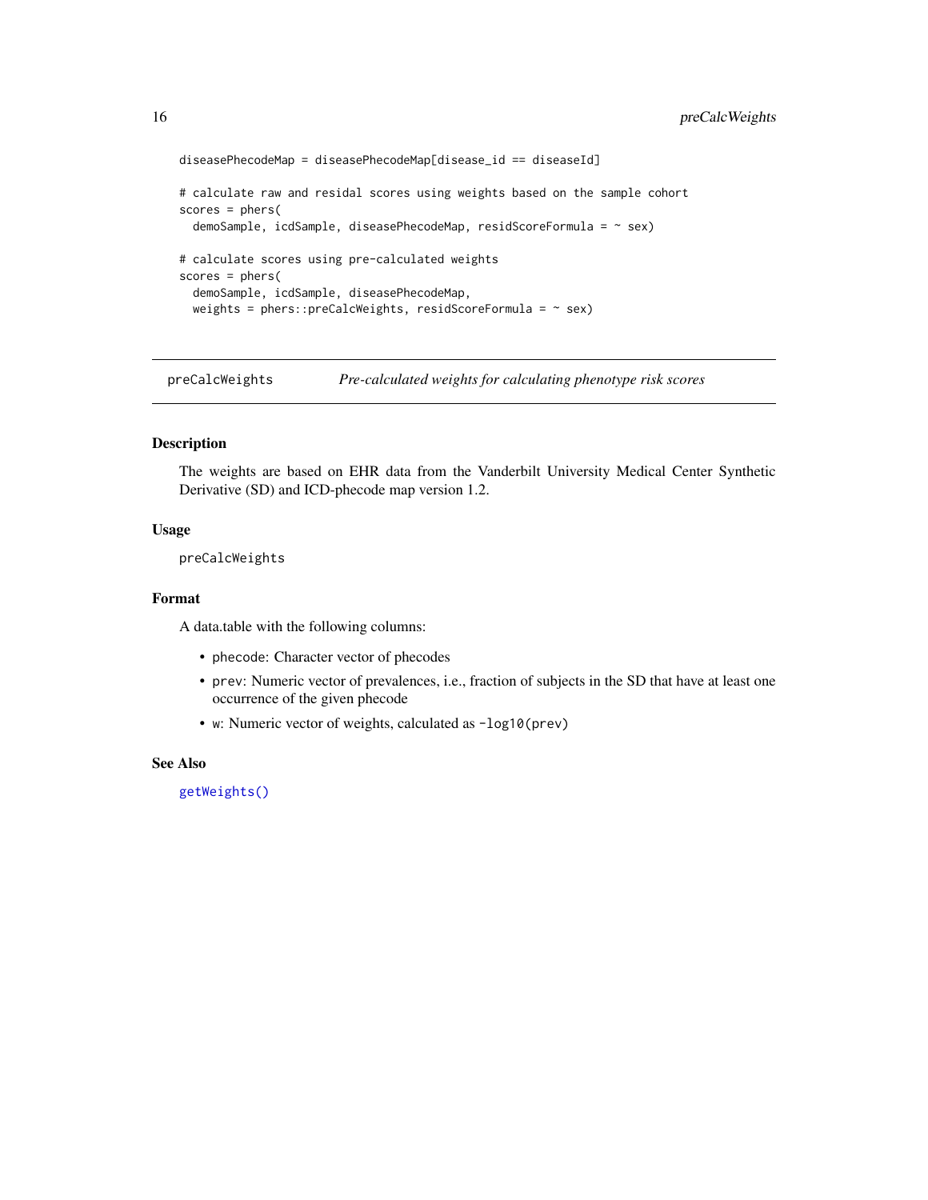```
diseasePhecodeMap = diseasePhecodeMap[disease_id == diseaseId]

# calculate raw and residal scores using weights based on the sample cohort
scores = phers(
  demoSample, icdSample, diseasePhecodeMap, residScoreFormula = ~ sex)

# calculate scores using pre-calculated weights
scores = phers(
  demoSample, icdSample, diseasePhecodeMap,
  weights = phers::preCalcWeights, residScoreFormula = ~ sex)
```

## preCalcWeights — *Pre-calculated weights for calculating phenotype risk scores*

### Description

The weights are based on EHR data from the Vanderbilt University Medical Center Synthetic Derivative (SD) and ICD-phecode map version 1.2.

### Usage

```
preCalcWeights
```

### Format

A data.table with the following columns:

- `phecode`: Character vector of phecodes
- `prev`: Numeric vector of prevalences, i.e., fraction of subjects in the SD that have at least one occurrence of the given phecode
- `w`: Numeric vector of weights, calculated as `-log10(prev)`

### See Also

`getWeights()`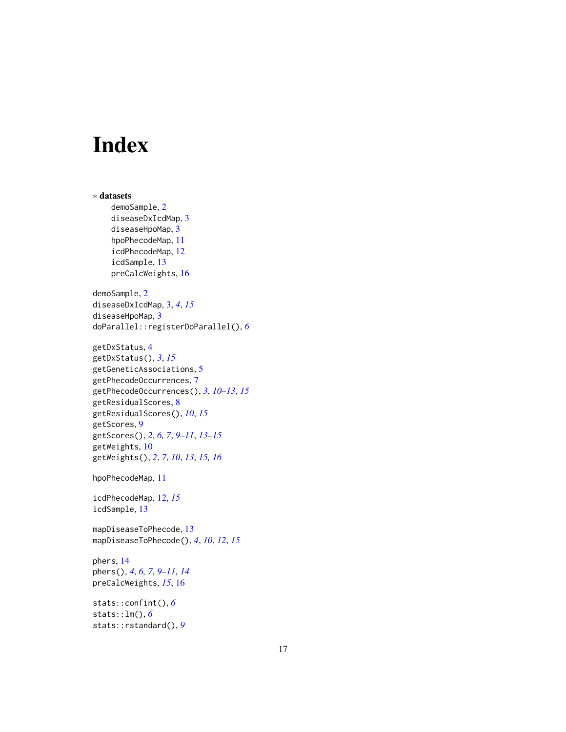# Index

∗ **datasets**
  demoSample, 2
  diseaseDxIcdMap, 3
  diseaseHpoMap, 3
  hpoPhecodeMap, 11
  icdPhecodeMap, 12
  icdSample, 13
  preCalcWeights, 16

demoSample, 2
diseaseDxIcdMap, 3, *4*, *15*
diseaseHpoMap, 3
doParallel::registerDoParallel(), *6*

getDxStatus, 4
getDxStatus(), *3*, *15*
getGeneticAssociations, 5
getPhecodeOccurrences, 7
getPhecodeOccurrences(), *3*, *10–13*, *15*
getResidualScores, 8
getResidualScores(), *10*, *15*
getScores, 9
getScores(), *2*, *6, 7*, *9–11*, *13–15*
getWeights, 10
getWeights(), *2*, *7*, *10*, *13*, *15, 16*

hpoPhecodeMap, 11

icdPhecodeMap, 12, *15*
icdSample, 13

mapDiseaseToPhecode, 13
mapDiseaseToPhecode(), *4*, *10*, *12*, *15*

phers, 14
phers(), *4*, *6, 7*, *9–11*, *14*
preCalcWeights, *15*, 16

stats::confint(), *6*
stats::lm(), *6*
stats::rstandard(), *9*